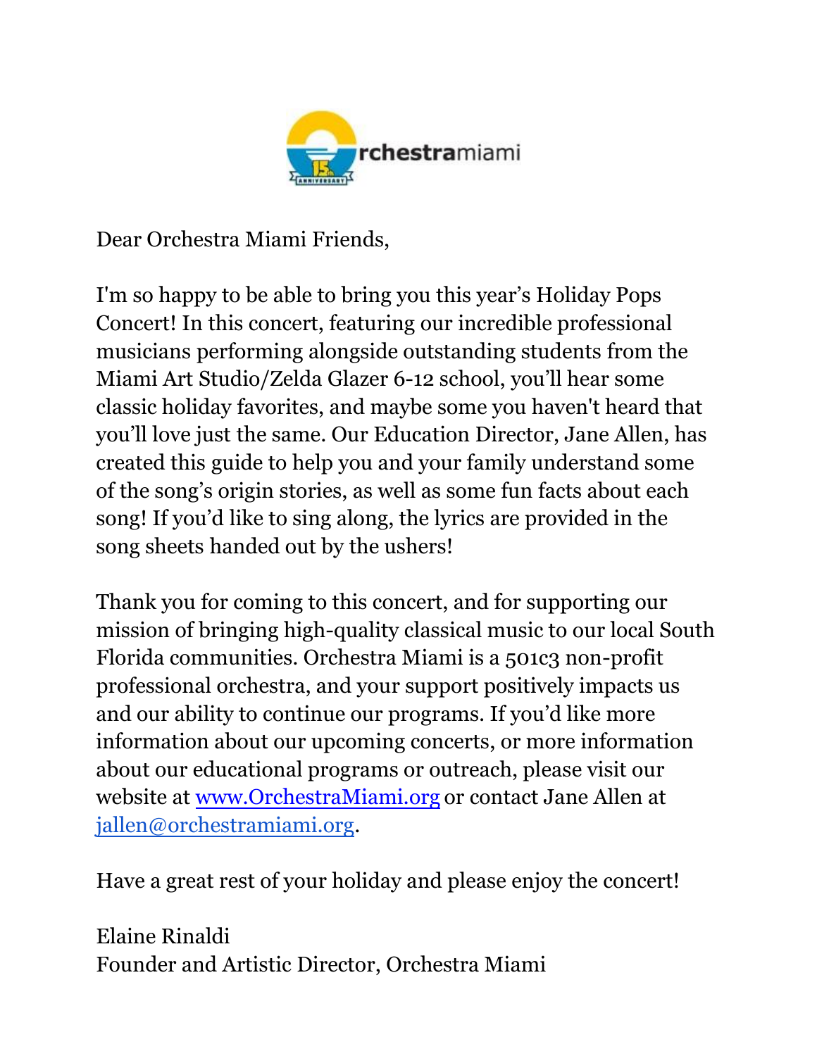Dear Orchestra Miami Friends,

I'm so happy to be able to bring you this year's Holiday Pops Concert! In this concert, featuring our incredible professional musicians performing alongside outstanding students from the Miami Art Studio/Zelda Glazer 6-12 school, you'll hear some classic holiday favorites, and maybe some you haven't heard that you'll love just the same. Our Education Director, Jane Allen, has created this guide to help you and your family understand some of the song's origin stories, as well as some fun facts about each song! If you'd like to sing along, the lyrics are provided in the song sheets handed out by the ushers!

Thank you for coming to this concert, and for supporting our mission of bringing high-quality classical music to our local South Florida communities. Orchestra Miami is a 501c3 non-profit professional orchestra, and your support positively impacts us and our ability to continue our programs. If you'd like more information about our upcoming concerts, or more information about our educational programs or outreach, please visit our website at [www.OrchestraMiami.org](http://www.OrchestraMiami.org) or contact Jane Allen at [jallen@orchestramiami.org](mailto:jallen@orchestramiami.org).

Have a great rest of your holiday and please enjoy the concert!

Elaine Rinaldi
Founder and Artistic Director, Orchestra Miami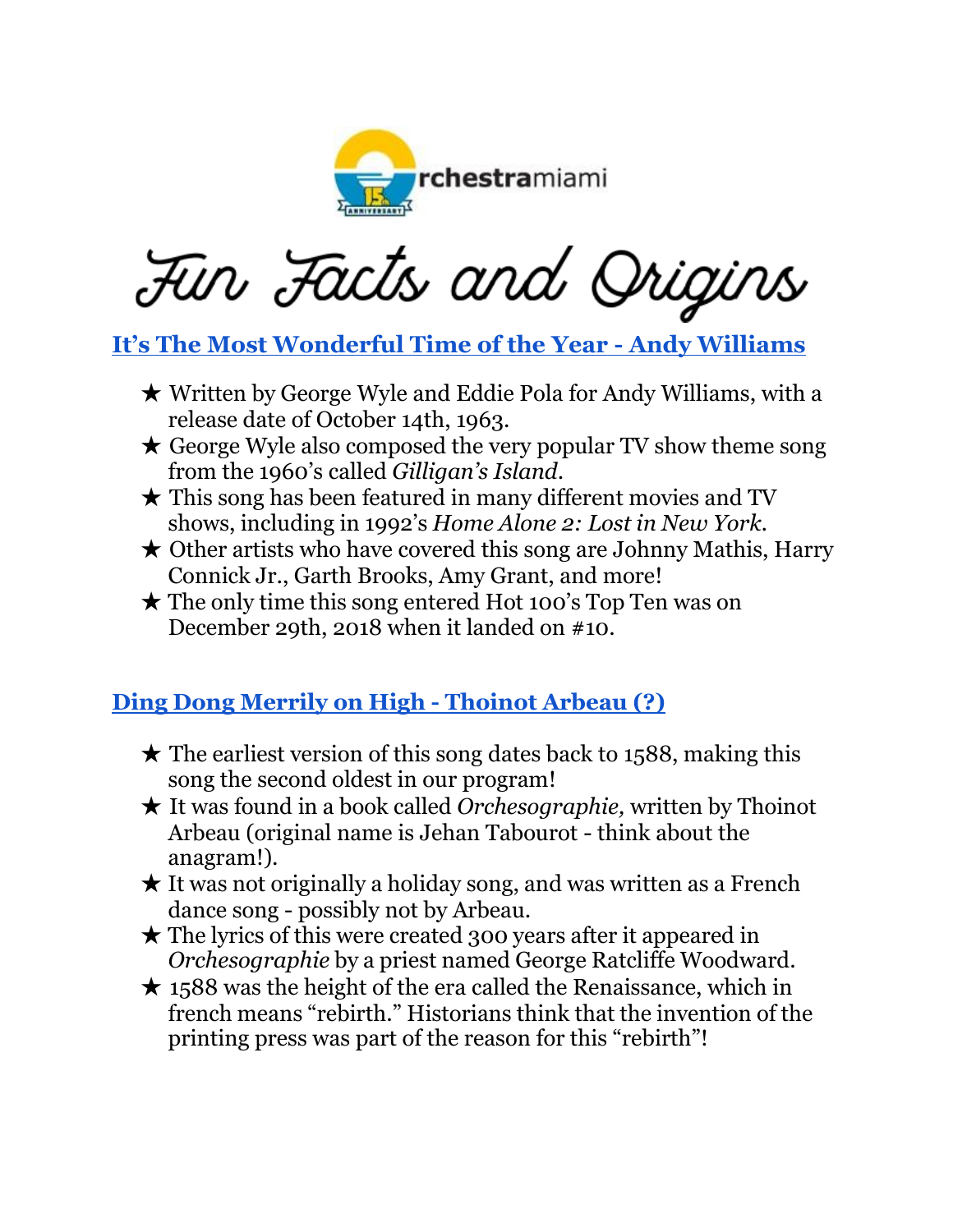# Fun Facts and Origins

## It's The Most Wonderful Time of the Year - Andy Williams

- ★ Written by George Wyle and Eddie Pola for Andy Williams, with a release date of October 14th, 1963.
- ★ George Wyle also composed the very popular TV show theme song from the 1960's called *Gilligan's Island*.
- ★ This song has been featured in many different movies and TV shows, including in 1992's *Home Alone 2: Lost in New York*.
- ★ Other artists who have covered this song are Johnny Mathis, Harry Connick Jr., Garth Brooks, Amy Grant, and more!
- ★ The only time this song entered Hot 100's Top Ten was on December 29th, 2018 when it landed on #10.

## Ding Dong Merrily on High - Thoinot Arbeau (?)

- ★ The earliest version of this song dates back to 1588, making this song the second oldest in our program!
- ★ It was found in a book called *Orchesographie,* written by Thoinot Arbeau (original name is Jehan Tabourot - think about the anagram!).
- ★ It was not originally a holiday song, and was written as a French dance song - possibly not by Arbeau.
- ★ The lyrics of this were created 300 years after it appeared in *Orchesographie* by a priest named George Ratcliffe Woodward.
- ★ 1588 was the height of the era called the Renaissance, which in french means "rebirth." Historians think that the invention of the printing press was part of the reason for this "rebirth"!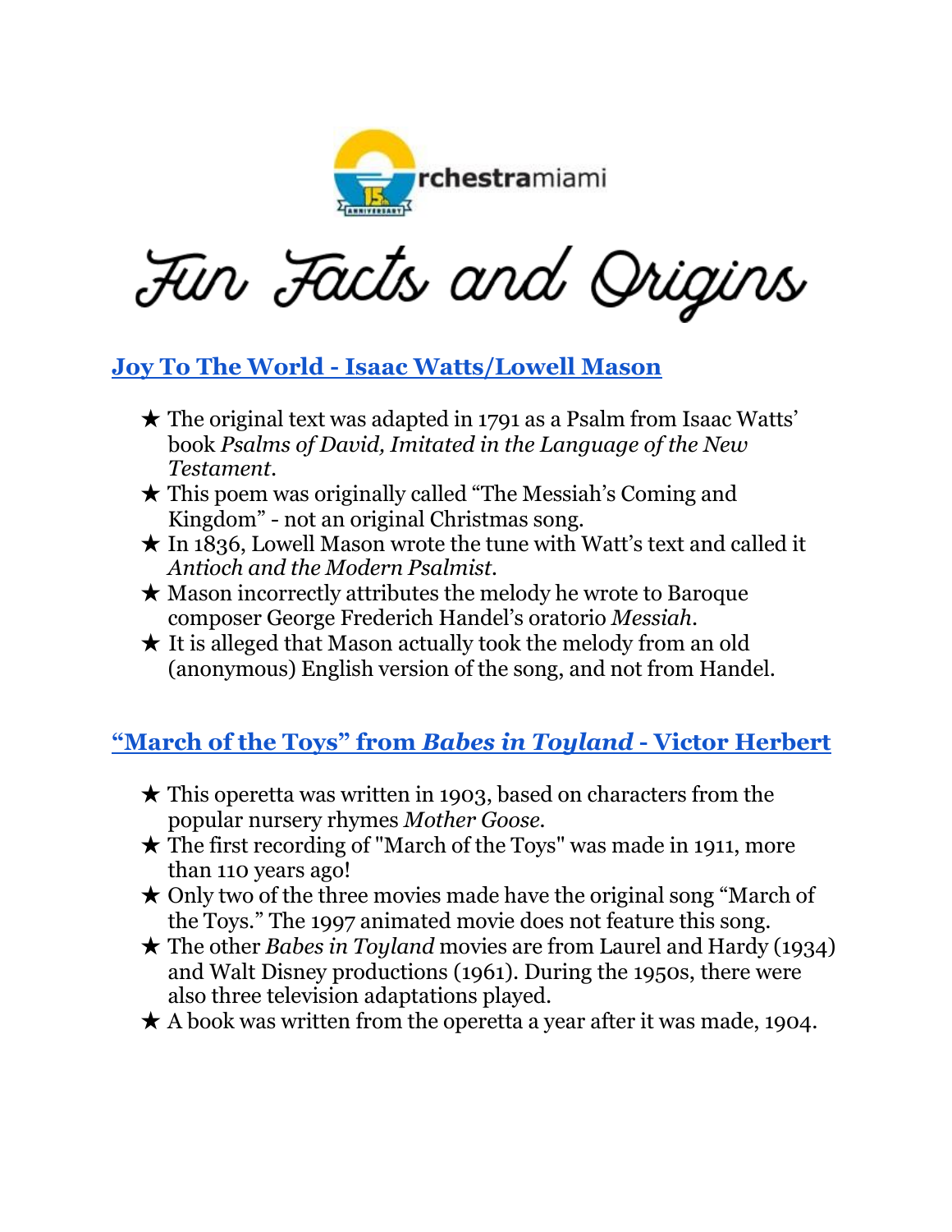# Fun Facts and Origins

## Joy To The World - Isaac Watts/Lowell Mason

- ★ The original text was adapted in 1791 as a Psalm from Isaac Watts' book *Psalms of David, Imitated in the Language of the New Testament*.
- ★ This poem was originally called "The Messiah's Coming and Kingdom" - not an original Christmas song.
- ★ In 1836, Lowell Mason wrote the tune with Watt's text and called it *Antioch and the Modern Psalmist*.
- ★ Mason incorrectly attributes the melody he wrote to Baroque composer George Frederich Handel's oratorio *Messiah*.
- ★ It is alleged that Mason actually took the melody from an old (anonymous) English version of the song, and not from Handel.

## "March of the Toys" from *Babes in Toyland* - Victor Herbert

- ★ This operetta was written in 1903, based on characters from the popular nursery rhymes *Mother Goose*.
- ★ The first recording of "March of the Toys" was made in 1911, more than 110 years ago!
- ★ Only two of the three movies made have the original song "March of the Toys." The 1997 animated movie does not feature this song.
- ★ The other *Babes in Toyland* movies are from Laurel and Hardy (1934) and Walt Disney productions (1961). During the 1950s, there were also three television adaptations played.
- ★ A book was written from the operetta a year after it was made, 1904.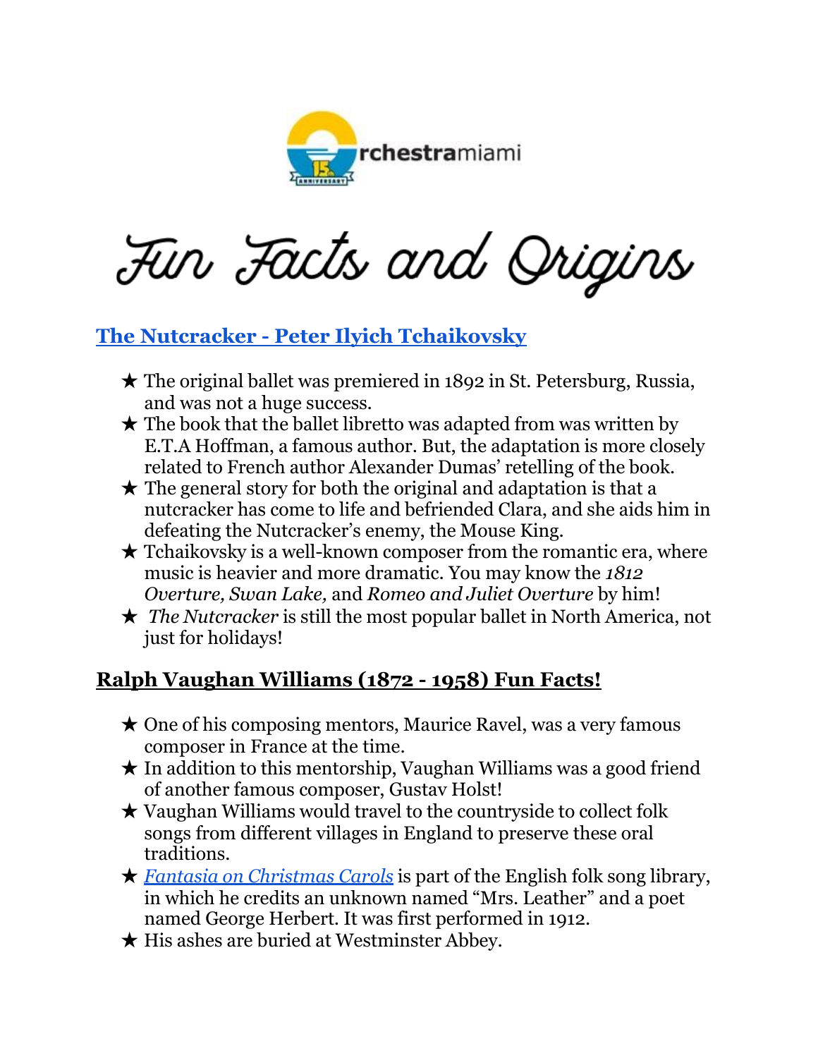# Fun Facts and Origins

## [The Nutcracker - Peter Ilyich Tchaikovsky]

- ★ The original ballet was premiered in 1892 in St. Petersburg, Russia, and was not a huge success.
- ★ The book that the ballet libretto was adapted from was written by E.T.A Hoffman, a famous author. But, the adaptation is more closely related to French author Alexander Dumas' retelling of the book.
- ★ The general story for both the original and adaptation is that a nutcracker has come to life and befriended Clara, and she aids him in defeating the Nutcracker's enemy, the Mouse King.
- ★ Tchaikovsky is a well-known composer from the romantic era, where music is heavier and more dramatic. You may know the *1812 Overture, Swan Lake,* and *Romeo and Juliet Overture* by him!
- ★ *The Nutcracker* is still the most popular ballet in North America, not just for holidays!

## Ralph Vaughan Williams (1872 - 1958) Fun Facts!

- ★ One of his composing mentors, Maurice Ravel, was a very famous composer in France at the time.
- ★ In addition to this mentorship, Vaughan Williams was a good friend of another famous composer, Gustav Holst!
- ★ Vaughan Williams would travel to the countryside to collect folk songs from different villages in England to preserve these oral traditions.
- ★ *Fantasia on Christmas Carols* is part of the English folk song library, in which he credits an unknown named "Mrs. Leather" and a poet named George Herbert. It was first performed in 1912.
- ★ His ashes are buried at Westminster Abbey.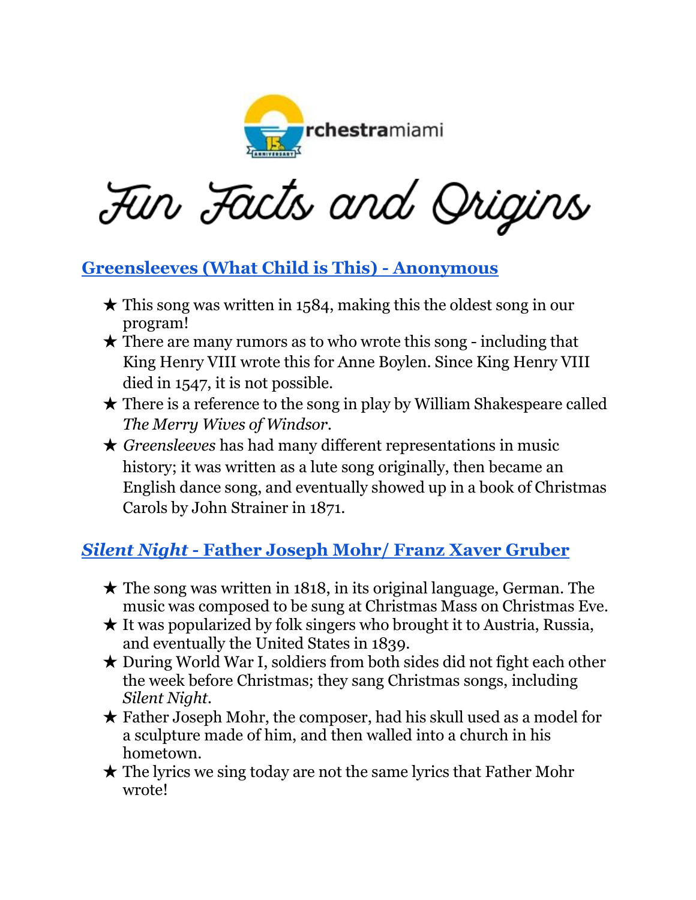# Fun Facts and Origins

## Greensleeves (What Child is This) - Anonymous

- ★ This song was written in 1584, making this the oldest song in our program!
- ★ There are many rumors as to who wrote this song - including that King Henry VIII wrote this for Anne Boylen. Since King Henry VIII died in 1547, it is not possible.
- ★ There is a reference to the song in play by William Shakespeare called *The Merry Wives of Windsor*.
- ★ *Greensleeves* has had many different representations in music history; it was written as a lute song originally, then became an English dance song, and eventually showed up in a book of Christmas Carols by John Strainer in 1871.

## *Silent Night* - Father Joseph Mohr/ Franz Xaver Gruber

- ★ The song was written in 1818, in its original language, German. The music was composed to be sung at Christmas Mass on Christmas Eve.
- ★ It was popularized by folk singers who brought it to Austria, Russia, and eventually the United States in 1839.
- ★ During World War I, soldiers from both sides did not fight each other the week before Christmas; they sang Christmas songs, including *Silent Night*.
- ★ Father Joseph Mohr, the composer, had his skull used as a model for a sculpture made of him, and then walled into a church in his hometown.
- ★ The lyrics we sing today are not the same lyrics that Father Mohr wrote!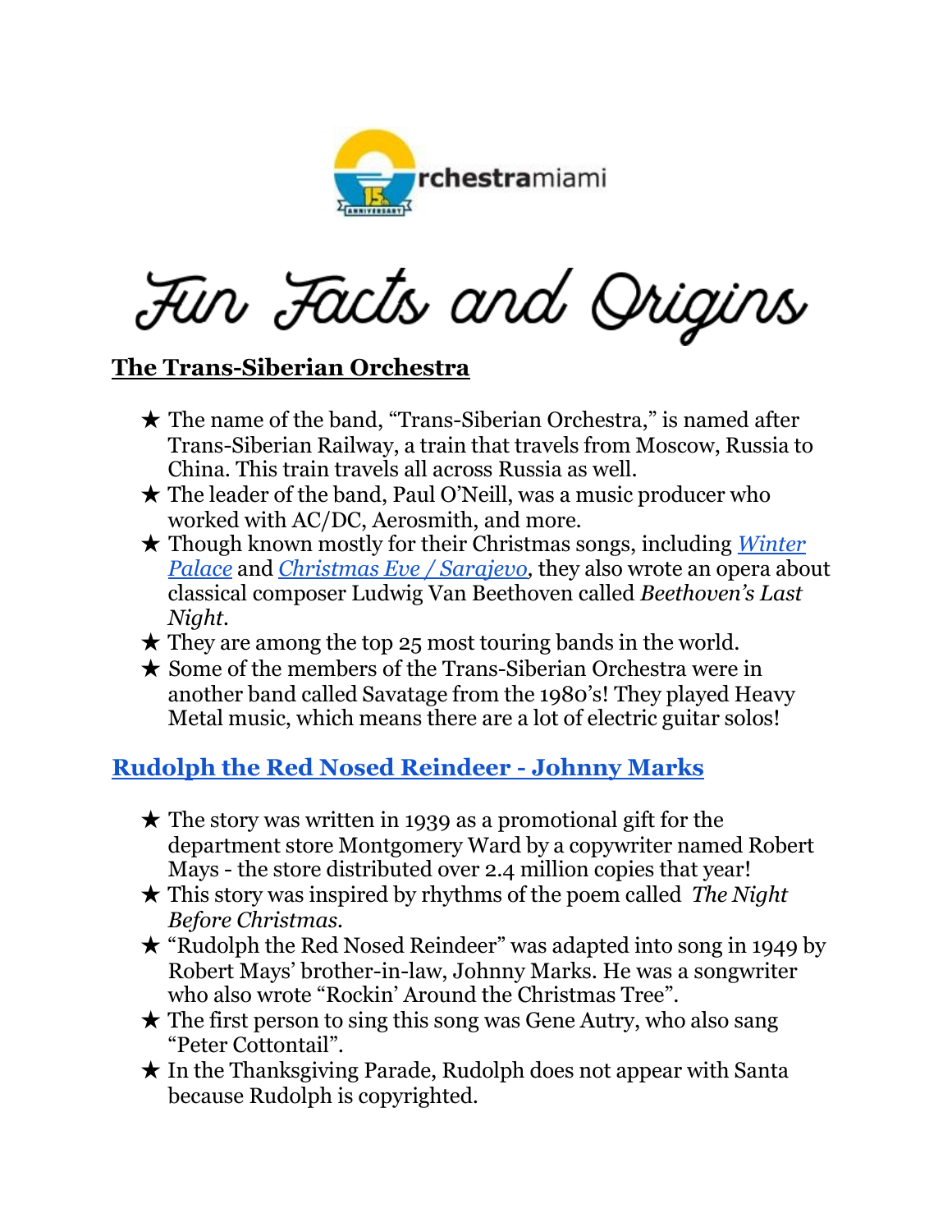# Fun Facts and Origins

## The Trans-Siberian Orchestra

- The name of the band, "Trans-Siberian Orchestra," is named after Trans-Siberian Railway, a train that travels from Moscow, Russia to China. This train travels all across Russia as well.
- The leader of the band, Paul O'Neill, was a music producer who worked with AC/DC, Aerosmith, and more.
- Though known mostly for their Christmas songs, including *Winter Palace* and *Christmas Eve / Sarajevo*, they also wrote an opera about classical composer Ludwig Van Beethoven called *Beethoven's Last Night*.
- They are among the top 25 most touring bands in the world.
- Some of the members of the Trans-Siberian Orchestra were in another band called Savatage from the 1980's! They played Heavy Metal music, which means there are a lot of electric guitar solos!

## Rudolph the Red Nosed Reindeer - Johnny Marks

- The story was written in 1939 as a promotional gift for the department store Montgomery Ward by a copywriter named Robert Mays - the store distributed over 2.4 million copies that year!
- This story was inspired by rhythms of the poem called *The Night Before Christmas*.
- "Rudolph the Red Nosed Reindeer" was adapted into song in 1949 by Robert Mays' brother-in-law, Johnny Marks. He was a songwriter who also wrote "Rockin' Around the Christmas Tree".
- The first person to sing this song was Gene Autry, who also sang "Peter Cottontail".
- In the Thanksgiving Parade, Rudolph does not appear with Santa because Rudolph is copyrighted.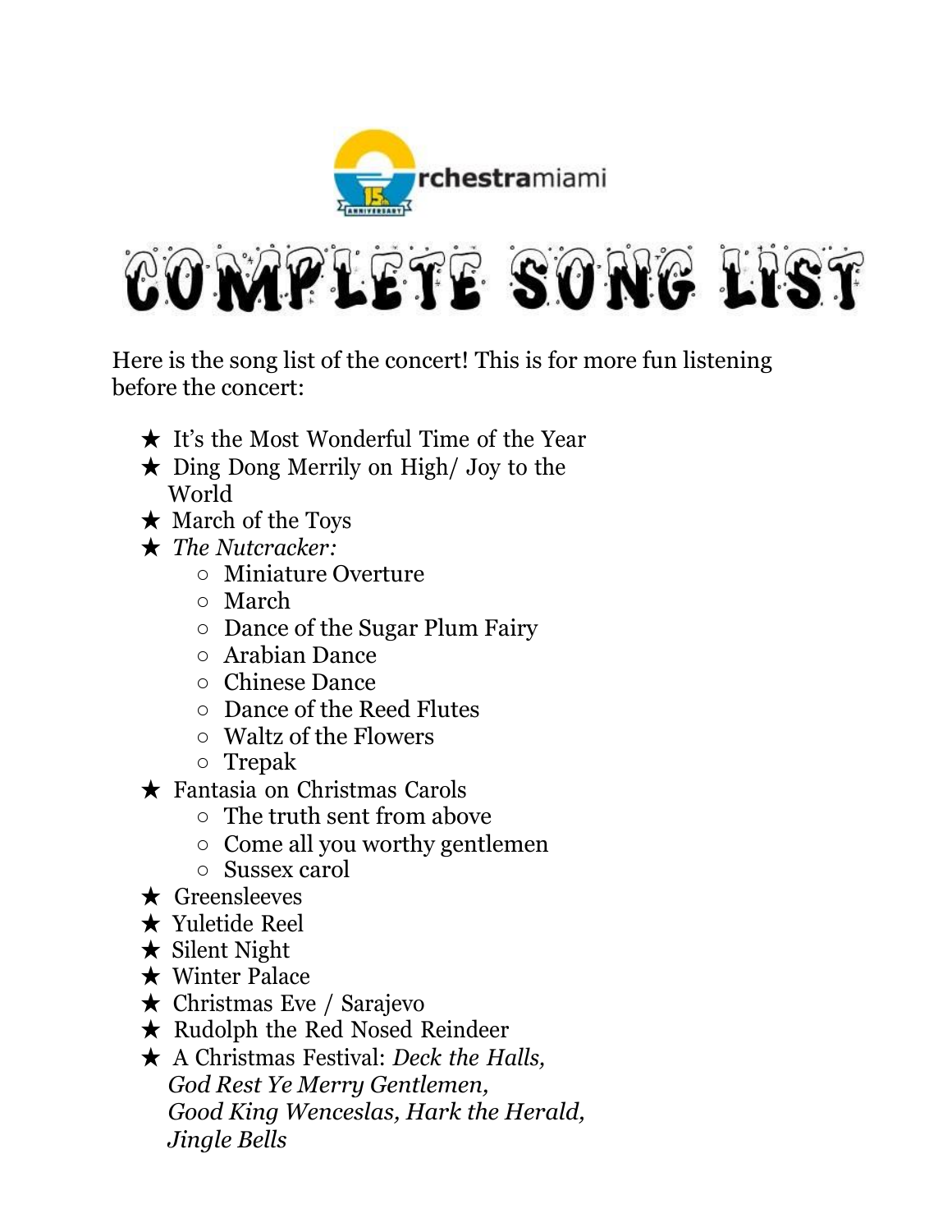# COMPLETE SONG LIST

Here is the song list of the concert! This is for more fun listening before the concert:

- It's the Most Wonderful Time of the Year
- Ding Dong Merrily on High/ Joy to the World
- March of the Toys
- *The Nutcracker:*
  - Miniature Overture
  - March
  - Dance of the Sugar Plum Fairy
  - Arabian Dance
  - Chinese Dance
  - Dance of the Reed Flutes
  - Waltz of the Flowers
  - Trepak
- Fantasia on Christmas Carols
  - The truth sent from above
  - Come all you worthy gentlemen
  - Sussex carol
- Greensleeves
- Yuletide Reel
- Silent Night
- Winter Palace
- Christmas Eve / Sarajevo
- Rudolph the Red Nosed Reindeer
- A Christmas Festival: *Deck the Halls, God Rest Ye Merry Gentlemen, Good King Wenceslas, Hark the Herald, Jingle Bells*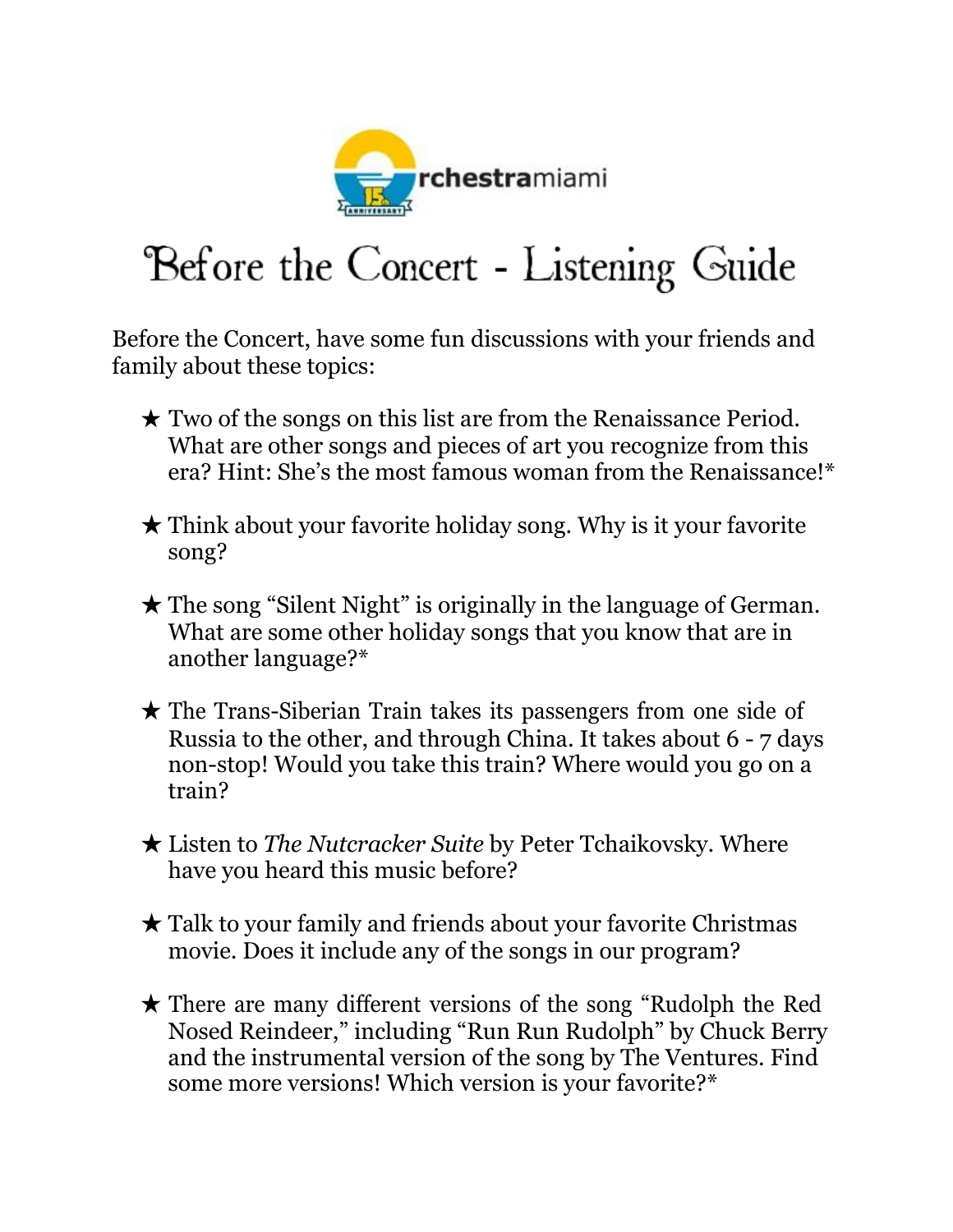# Before the Concert - Listening Guide

Before the Concert, have some fun discussions with your friends and family about these topics:

- ★ Two of the songs on this list are from the Renaissance Period. What are other songs and pieces of art you recognize from this era? Hint: She's the most famous woman from the Renaissance!*
- ★ Think about your favorite holiday song. Why is it your favorite song?
- ★ The song "Silent Night" is originally in the language of German. What are some other holiday songs that you know that are in another language?*
- ★ The Trans-Siberian Train takes its passengers from one side of Russia to the other, and through China. It takes about 6 - 7 days non-stop! Would you take this train? Where would you go on a train?
- ★ Listen to *The Nutcracker Suite* by Peter Tchaikovsky. Where have you heard this music before?
- ★ Talk to your family and friends about your favorite Christmas movie. Does it include any of the songs in our program?
- ★ There are many different versions of the song "Rudolph the Red Nosed Reindeer," including "Run Run Rudolph" by Chuck Berry and the instrumental version of the song by The Ventures. Find some more versions! Which version is your favorite?*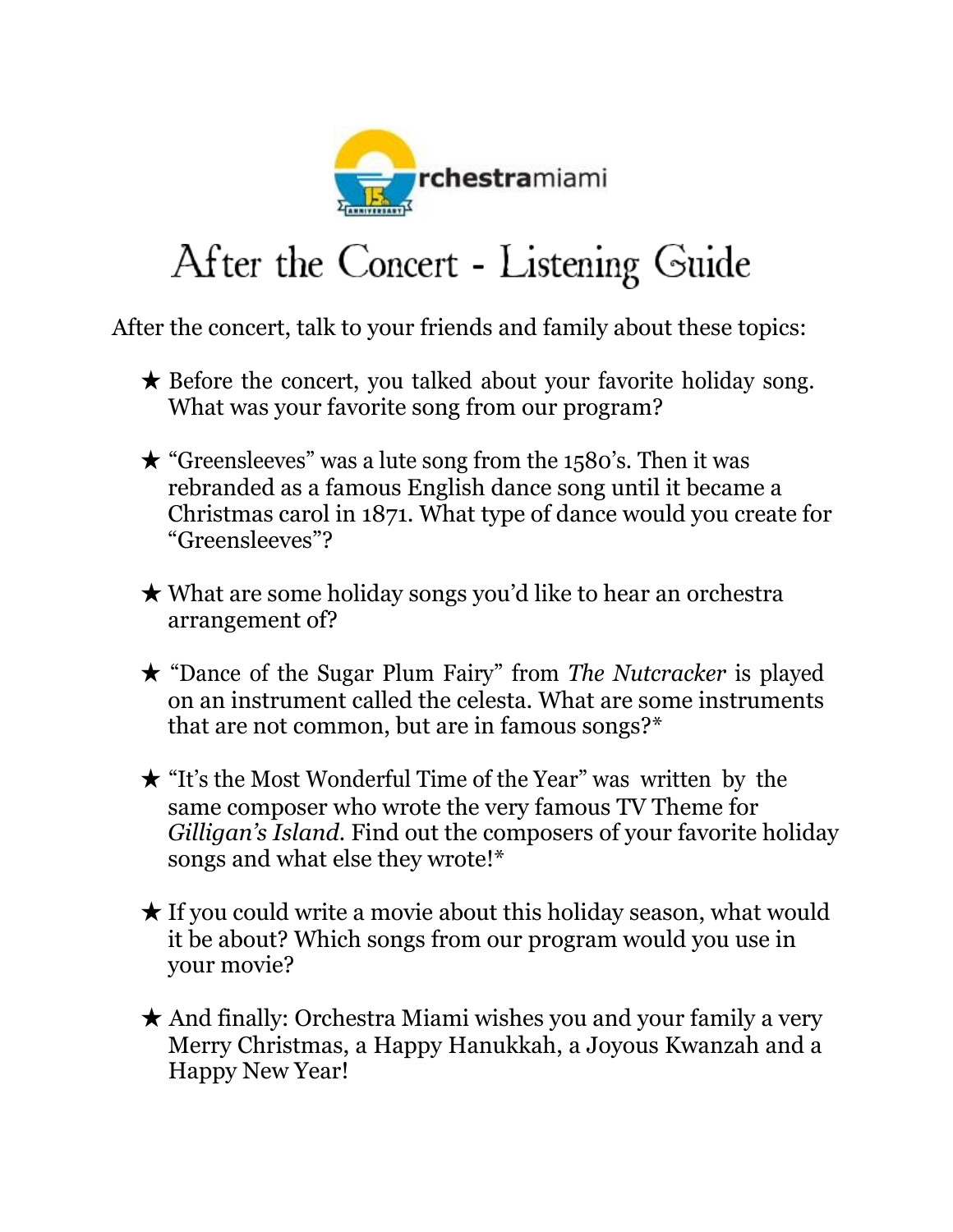# After the Concert - Listening Guide

After the concert, talk to your friends and family about these topics:

- ★ Before the concert, you talked about your favorite holiday song. What was your favorite song from our program?
- ★ "Greensleeves" was a lute song from the 1580's. Then it was rebranded as a famous English dance song until it became a Christmas carol in 1871. What type of dance would you create for "Greensleeves"?
- ★ What are some holiday songs you'd like to hear an orchestra arrangement of?
- ★ "Dance of the Sugar Plum Fairy" from *The Nutcracker* is played on an instrument called the celesta. What are some instruments that are not common, but are in famous songs?*
- ★ "It's the Most Wonderful Time of the Year" was written by the same composer who wrote the very famous TV Theme for *Gilligan's Island*. Find out the composers of your favorite holiday songs and what else they wrote!*
- ★ If you could write a movie about this holiday season, what would it be about? Which songs from our program would you use in your movie?
- ★ And finally: Orchestra Miami wishes you and your family a very Merry Christmas, a Happy Hanukkah, a Joyous Kwanzah and a Happy New Year!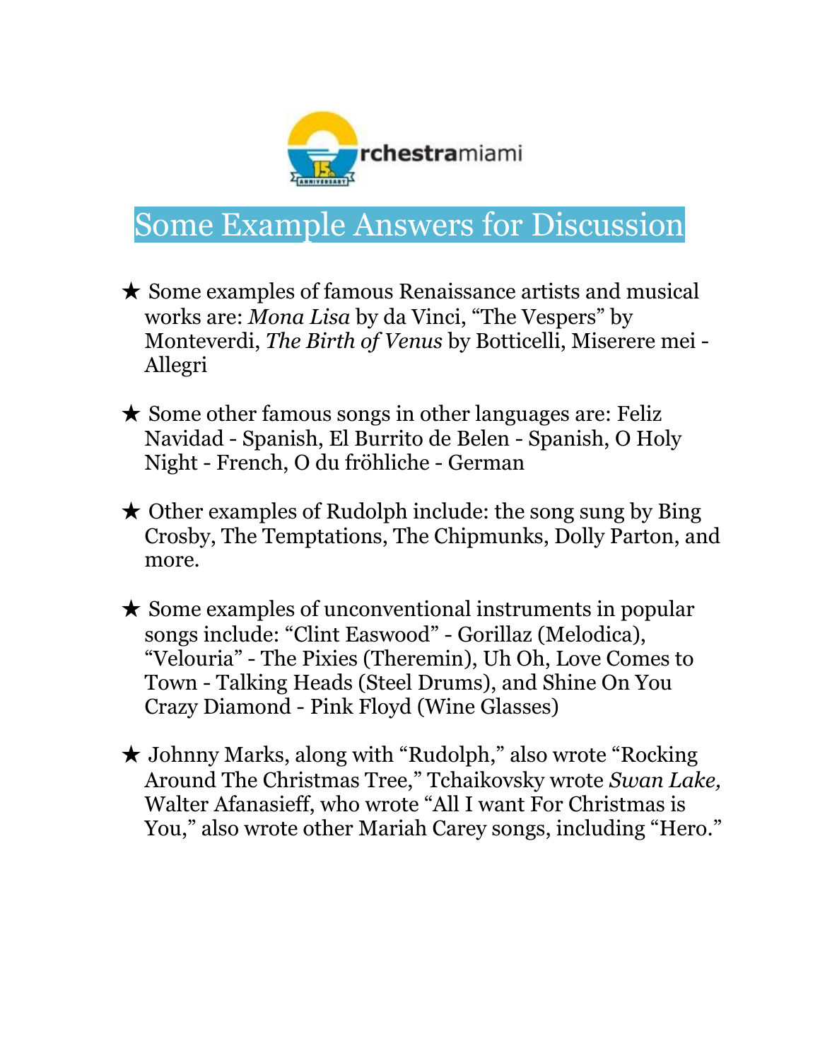# Some Example Answers for Discussion

★ Some examples of famous Renaissance artists and musical works are: *Mona Lisa* by da Vinci, "The Vespers" by Monteverdi, *The Birth of Venus* by Botticelli, Miserere mei - Allegri

★ Some other famous songs in other languages are: Feliz Navidad - Spanish, El Burrito de Belen - Spanish, O Holy Night - French, O du fröhliche - German

★ Other examples of Rudolph include: the song sung by Bing Crosby, The Temptations, The Chipmunks, Dolly Parton, and more.

★ Some examples of unconventional instruments in popular songs include: "Clint Easwood" - Gorillaz (Melodica), "Velouria" - The Pixies (Theremin), Uh Oh, Love Comes to Town - Talking Heads (Steel Drums), and Shine On You Crazy Diamond - Pink Floyd (Wine Glasses)

★ Johnny Marks, along with "Rudolph," also wrote "Rocking Around The Christmas Tree," Tchaikovsky wrote *Swan Lake,* Walter Afanasieff, who wrote "All I want For Christmas is You," also wrote other Mariah Carey songs, including "Hero."